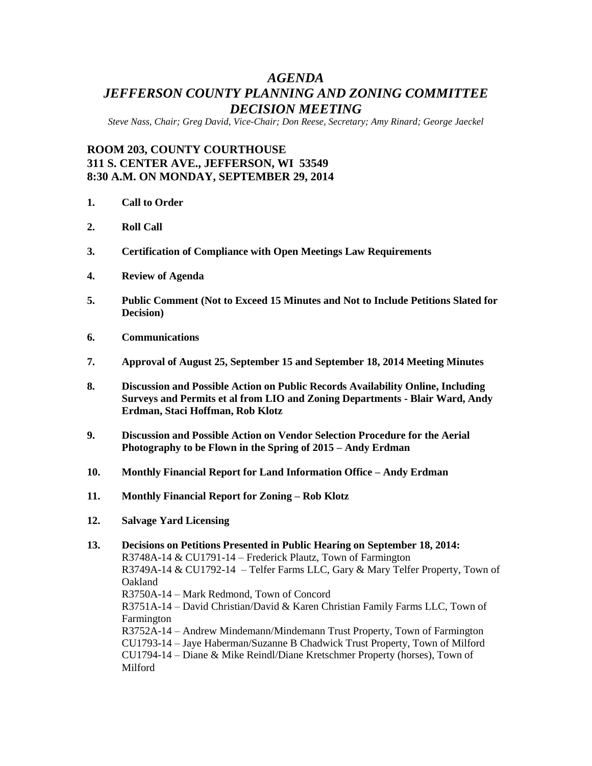# *AGENDA*
# *JEFFERSON COUNTY PLANNING AND ZONING COMMITTEE DECISION MEETING*

*Steve Nass, Chair; Greg David, Vice-Chair; Don Reese, Secretary; Amy Rinard; George Jaeckel*

**ROOM 203, COUNTY COURTHOUSE**
**311 S. CENTER AVE., JEFFERSON, WI 53549**
**8:30 A.M. ON MONDAY, SEPTEMBER 29, 2014**

1. **Call to Order**

2. **Roll Call**

3. **Certification of Compliance with Open Meetings Law Requirements**

4. **Review of Agenda**

5. **Public Comment (Not to Exceed 15 Minutes and Not to Include Petitions Slated for Decision)**

6. **Communications**

7. **Approval of August 25, September 15 and September 18, 2014 Meeting Minutes**

8. **Discussion and Possible Action on Public Records Availability Online, Including Surveys and Permits et al from LIO and Zoning Departments - Blair Ward, Andy Erdman, Staci Hoffman, Rob Klotz**

9. **Discussion and Possible Action on Vendor Selection Procedure for the Aerial Photography to be Flown in the Spring of 2015 – Andy Erdman**

10. **Monthly Financial Report for Land Information Office – Andy Erdman**

11. **Monthly Financial Report for Zoning – Rob Klotz**

12. **Salvage Yard Licensing**

13. **Decisions on Petitions Presented in Public Hearing on September 18, 2014:**
    R3748A-14 & CU1791-14 – Frederick Plautz, Town of Farmington
    R3749A-14 & CU1792-14 – Telfer Farms LLC, Gary & Mary Telfer Property, Town of Oakland
    R3750A-14 – Mark Redmond, Town of Concord
    R3751A-14 – David Christian/David & Karen Christian Family Farms LLC, Town of Farmington
    R3752A-14 – Andrew Mindemann/Mindemann Trust Property, Town of Farmington
    CU1793-14 – Jaye Haberman/Suzanne B Chadwick Trust Property, Town of Milford
    CU1794-14 – Diane & Mike Reindl/Diane Kretschmer Property (horses), Town of Milford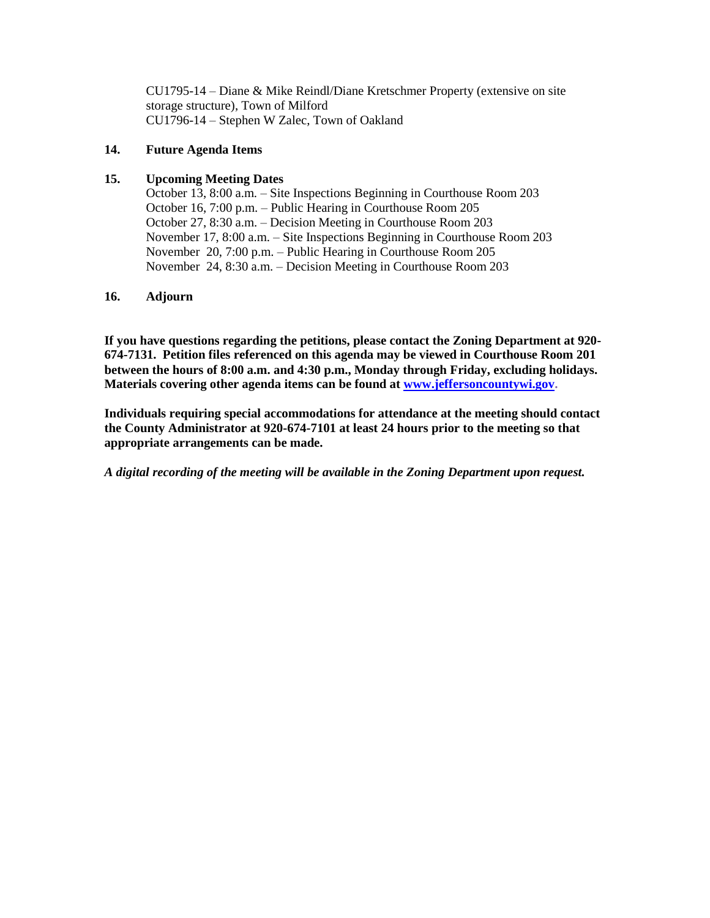CU1795-14 – Diane & Mike Reindl/Diane Kretschmer Property (extensive on site storage structure), Town of Milford
CU1796-14 – Stephen W Zalec, Town of Oakland

**14. Future Agenda Items**

**15. Upcoming Meeting Dates**

October 13, 8:00 a.m. – Site Inspections Beginning in Courthouse Room 203
October 16, 7:00 p.m. – Public Hearing in Courthouse Room 205
October 27, 8:30 a.m. – Decision Meeting in Courthouse Room 203
November 17, 8:00 a.m. – Site Inspections Beginning in Courthouse Room 203
November 20, 7:00 p.m. – Public Hearing in Courthouse Room 205
November 24, 8:30 a.m. – Decision Meeting in Courthouse Room 203

**16. Adjourn**

**If you have questions regarding the petitions, please contact the Zoning Department at 920-674-7131. Petition files referenced on this agenda may be viewed in Courthouse Room 201 between the hours of 8:00 a.m. and 4:30 p.m., Monday through Friday, excluding holidays. Materials covering other agenda items can be found at [www.jeffersoncountywi.gov](http://www.jeffersoncountywi.gov).**

**Individuals requiring special accommodations for attendance at the meeting should contact the County Administrator at 920-674-7101 at least 24 hours prior to the meeting so that appropriate arrangements can be made.**

***A digital recording of the meeting will be available in the Zoning Department upon request.***